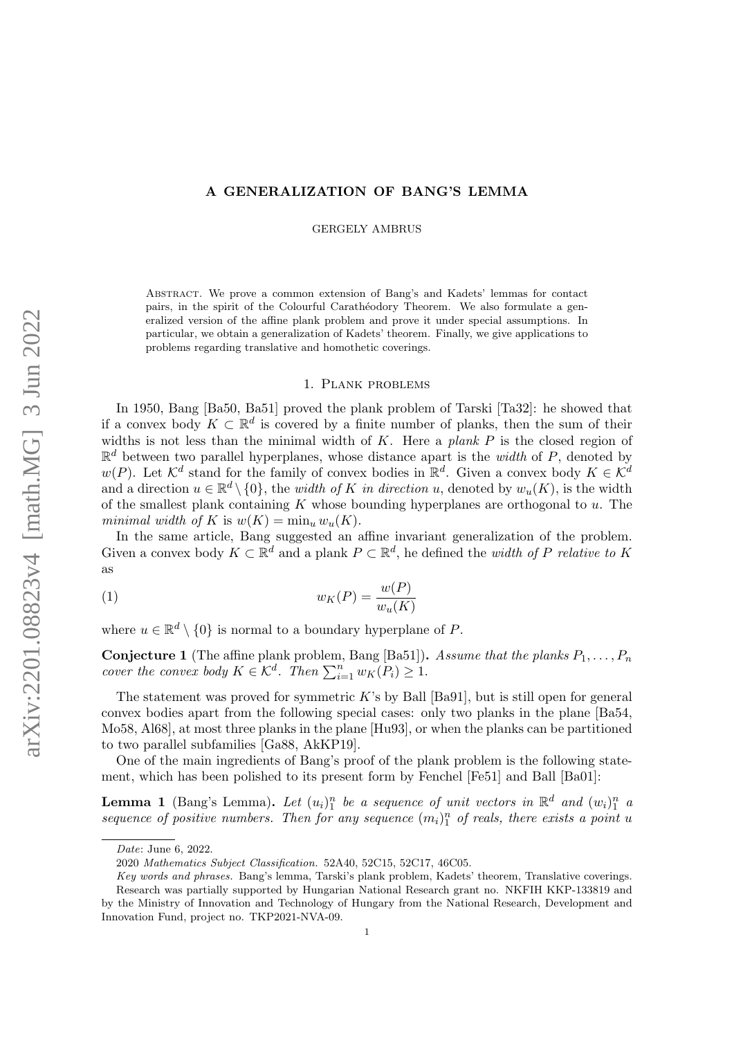# A GENERALIZATION OF BANG'S LEMMA

GERGELY AMBRUS

Abstract. We prove a common extension of Bang's and Kadets' lemmas for contact pairs, in the spirit of the Colourful Carathéodory Theorem. We also formulate a generalized version of the affine plank problem and prove it under special assumptions. In particular, we obtain a generalization of Kadets' theorem. Finally, we give applications to problems regarding translative and homothetic coverings.

## 1. Plank problems

In 1950, Bang [Ba50, Ba51] proved the plank problem of Tarski [Ta32]: he showed that if a convex body $K \subset \mathbb{R}^d$ is covered by a finite number of planks, then the sum of their widths is not less than the minimal width of $K$. Here a *plank* $P$ is the closed region of $\mathbb{R}^d$ between two parallel hyperplanes, whose distance apart is the *width* of $P$, denoted by $w(P)$. Let $\mathcal{K}^d$ stand for the family of convex bodies in $\mathbb{R}^d$. Given a convex body $K \in \mathcal{K}^d$ and a direction $u \in \mathbb{R}^d \setminus \{0\}$, the *width of $K$ in direction $u$*, denoted by $w_u(K)$, is the width of the smallest plank containing $K$ whose bounding hyperplanes are orthogonal to $u$. The *minimal width of $K$* is $w(K) = \min_u w_u(K)$.

In the same article, Bang suggested an affine invariant generalization of the problem. Given a convex body $K \subset \mathbb{R}^d$ and a plank $P \subset \mathbb{R}^d$, he defined the *width of $P$ relative to $K$* as

$$w_K(P) = \frac{w(P)}{w_u(K)} \tag{1}$$

where $u \in \mathbb{R}^d \setminus \{0\}$ is normal to a boundary hyperplane of $P$.

**Conjecture 1** (The affine plank problem, Bang [Ba51])**.** *Assume that the planks $P_1, \ldots, P_n$ cover the convex body $K \in \mathcal{K}^d$. Then $\sum_{i=1}^n w_K(P_i) \geq 1$.*

The statement was proved for symmetric $K$'s by Ball [Ba91], but is still open for general convex bodies apart from the following special cases: only two planks in the plane [Ba54, Mo58, Al68], at most three planks in the plane [Hu93], or when the planks can be partitioned to two parallel subfamilies [Ga88, AkKP19].

One of the main ingredients of Bang's proof of the plank problem is the following statement, which has been polished to its present form by Fenchel [Fe51] and Ball [Ba01]:

**Lemma 1** (Bang's Lemma)**.** *Let $(u_i)_1^n$ be a sequence of unit vectors in $\mathbb{R}^d$ and $(w_i)_1^n$ a sequence of positive numbers. Then for any sequence $(m_i)_1^n$ of reals, there exists a point $u$*

---

*Date*: June 6, 2022.

2020 *Mathematics Subject Classification.* 52A40, 52C15, 52C17, 46C05.

*Key words and phrases.* Bang's lemma, Tarski's plank problem, Kadets' theorem, Translative coverings.

Research was partially supported by Hungarian National Research grant no. NKFIH KKP-133819 and by the Ministry of Innovation and Technology of Hungary from the National Research, Development and Innovation Fund, project no. TKP2021-NVA-09.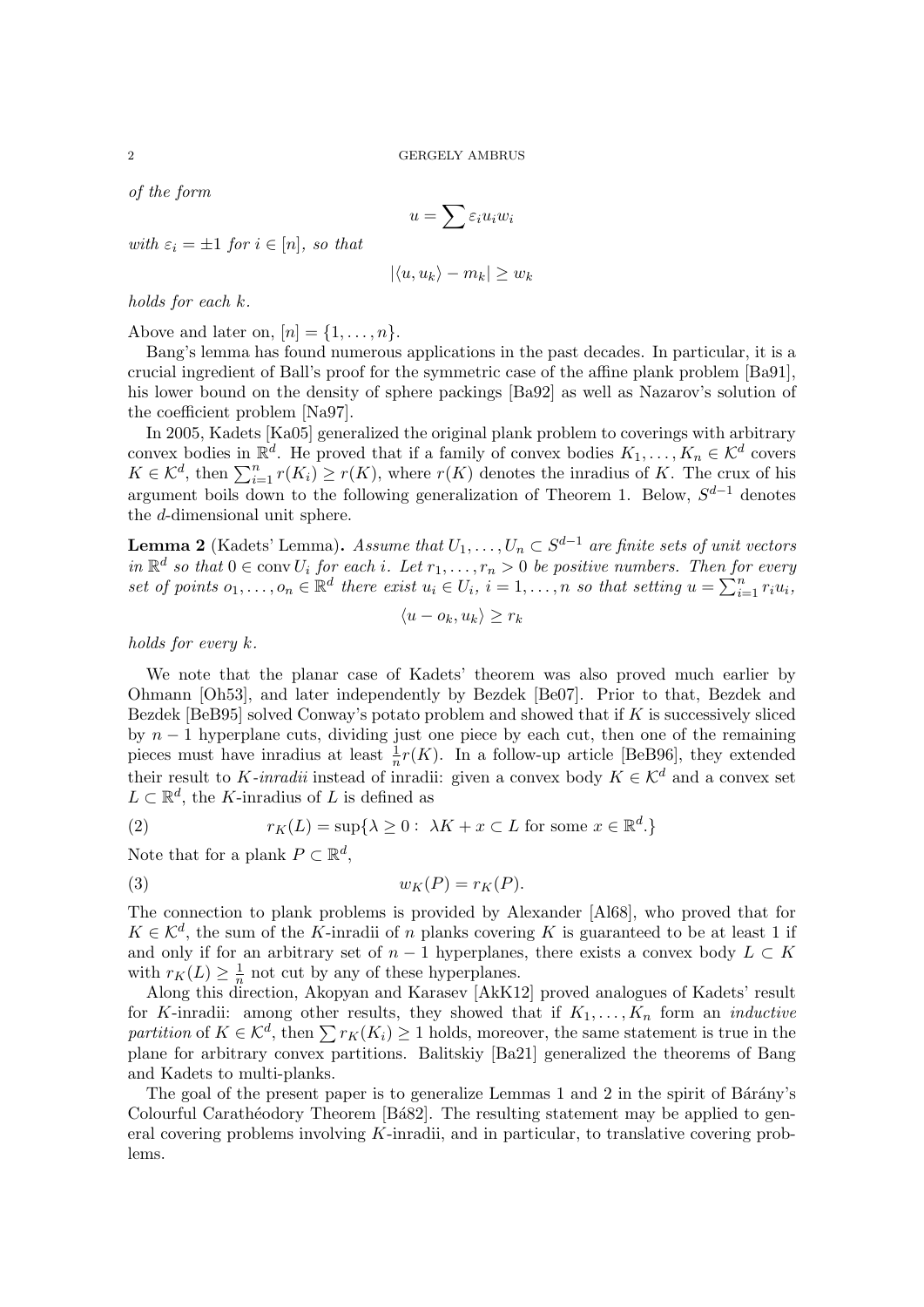*of the form*

$$u = \sum \varepsilon_i u_i w_i$$

*with* $\varepsilon_i = \pm 1$ *for* $i \in [n]$*, so that*

$$|\langle u, u_k \rangle - m_k| \geq w_k$$

*holds for each* $k$*.*

Above and later on, $[n] = \{1, \ldots, n\}$.

Bang's lemma has found numerous applications in the past decades. In particular, it is a crucial ingredient of Ball's proof for the symmetric case of the affine plank problem [Ba91], his lower bound on the density of sphere packings [Ba92] as well as Nazarov's solution of the coefficient problem [Na97].

In 2005, Kadets [Ka05] generalized the original plank problem to coverings with arbitrary convex bodies in $\mathbb{R}^d$. He proved that if a family of convex bodies $K_1, \ldots, K_n \in \mathcal{K}^d$ covers $K \in \mathcal{K}^d$, then $\sum_{i=1}^n r(K_i) \geq r(K)$, where $r(K)$ denotes the inradius of $K$. The crux of his argument boils down to the following generalization of Theorem 1. Below, $S^{d-1}$ denotes the $d$-dimensional unit sphere.

**Lemma 2** (Kadets' Lemma)**.** *Assume that* $U_1, \ldots, U_n \subset S^{d-1}$ *are finite sets of unit vectors in* $\mathbb{R}^d$ *so that* $0 \in \operatorname{conv} U_i$ *for each* $i$*. Let* $r_1, \ldots, r_n > 0$ *be positive numbers. Then for every set of points* $o_1, \ldots, o_n \in \mathbb{R}^d$ *there exist* $u_i \in U_i$*,* $i = 1, \ldots, n$ *so that setting* $u = \sum_{i=1}^n r_i u_i$*,*

$$\langle u - o_k, u_k \rangle \geq r_k$$

*holds for every* $k$*.*

We note that the planar case of Kadets' theorem was also proved much earlier by Ohmann [Oh53], and later independently by Bezdek [Be07]. Prior to that, Bezdek and Bezdek [BeB95] solved Conway's potato problem and showed that if $K$ is successively sliced by $n-1$ hyperplane cuts, dividing just one piece by each cut, then one of the remaining pieces must have inradius at least $\frac{1}{n} r(K)$. In a follow-up article [BeB96], they extended their result to $K$*-inradii* instead of inradii: given a convex body $K \in \mathcal{K}^d$ and a convex set $L \subset \mathbb{R}^d$, the $K$-inradius of $L$ is defined as

$$r_K(L) = \sup\{\lambda \geq 0 : \ \lambda K + x \subset L \text{ for some } x \in \mathbb{R}^d.\} \tag{2}$$

Note that for a plank $P \subset \mathbb{R}^d$,

$$w_K(P) = r_K(P). \tag{3}$$

The connection to plank problems is provided by Alexander [Al68], who proved that for $K \in \mathcal{K}^d$, the sum of the $K$-inradii of $n$ planks covering $K$ is guaranteed to be at least 1 if and only if for an arbitrary set of $n-1$ hyperplanes, there exists a convex body $L \subset K$ with $r_K(L) \geq \frac{1}{n}$ not cut by any of these hyperplanes.

Along this direction, Akopyan and Karasev [AkK12] proved analogues of Kadets' result for $K$-inradii: among other results, they showed that if $K_1, \ldots, K_n$ form an *inductive partition* of $K \in \mathcal{K}^d$, then $\sum r_K(K_i) \geq 1$ holds, moreover, the same statement is true in the plane for arbitrary convex partitions. Balitskiy [Ba21] generalized the theorems of Bang and Kadets to multi-planks.

The goal of the present paper is to generalize Lemmas 1 and 2 in the spirit of Bárány's Colourful Carathéodory Theorem [Bá82]. The resulting statement may be applied to general covering problems involving $K$-inradii, and in particular, to translative covering problems.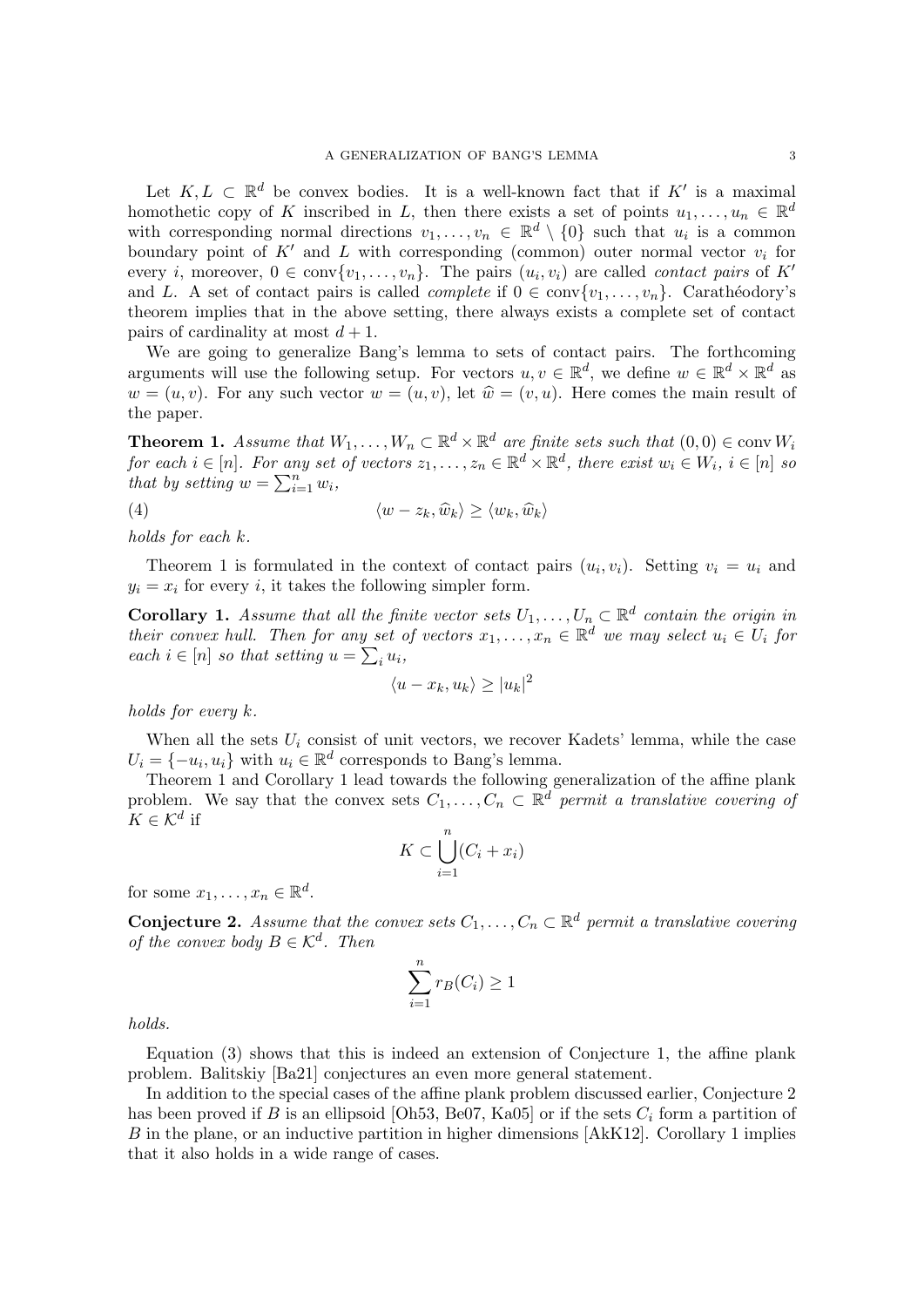Let $K, L \subset \mathbb{R}^d$ be convex bodies. It is a well-known fact that if $K'$ is a maximal homothetic copy of $K$ inscribed in $L$, then there exists a set of points $u_1, \dots, u_n \in \mathbb{R}^d$ with corresponding normal directions $v_1, \dots, v_n \in \mathbb{R}^d \setminus \{0\}$ such that $u_i$ is a common boundary point of $K'$ and $L$ with corresponding (common) outer normal vector $v_i$ for every $i$, moreover, $0 \in \operatorname{conv}\{v_1, \dots, v_n\}$. The pairs $(u_i, v_i)$ are called *contact pairs* of $K'$ and $L$. A set of contact pairs is called *complete* if $0 \in \operatorname{conv}\{v_1, \dots, v_n\}$. Carathéodory's theorem implies that in the above setting, there always exists a complete set of contact pairs of cardinality at most $d + 1$.

We are going to generalize Bang's lemma to sets of contact pairs. The forthcoming arguments will use the following setup. For vectors $u, v \in \mathbb{R}^d$, we define $w \in \mathbb{R}^d \times \mathbb{R}^d$ as $w = (u, v)$. For any such vector $w = (u, v)$, let $\widehat{w} = (v, u)$. Here comes the main result of the paper.

**Theorem 1.** *Assume that $W_1, \dots, W_n \subset \mathbb{R}^d \times \mathbb{R}^d$ are finite sets such that $(0, 0) \in \operatorname{conv} W_i$ for each $i \in [n]$. For any set of vectors $z_1, \dots, z_n \in \mathbb{R}^d \times \mathbb{R}^d$, there exist $w_i \in W_i$, $i \in [n]$ so that by setting $w = \sum_{i=1}^n w_i$,*

$$\langle w - z_k, \widehat{w}_k \rangle \geq \langle w_k, \widehat{w}_k \rangle \tag{4}$$

*holds for each $k$.*

Theorem 1 is formulated in the context of contact pairs $(u_i, v_i)$. Setting $v_i = u_i$ and $y_i = x_i$ for every $i$, it takes the following simpler form.

**Corollary 1.** *Assume that all the finite vector sets $U_1, \dots, U_n \subset \mathbb{R}^d$ contain the origin in their convex hull. Then for any set of vectors $x_1, \dots, x_n \in \mathbb{R}^d$ we may select $u_i \in U_i$ for each $i \in [n]$ so that setting $u = \sum_i u_i$,*

$$\langle u - x_k, u_k \rangle \geq |u_k|^2$$

*holds for every $k$.*

When all the sets $U_i$ consist of unit vectors, we recover Kadets' lemma, while the case $U_i = \{-u_i, u_i\}$ with $u_i \in \mathbb{R}^d$ corresponds to Bang's lemma.

Theorem 1 and Corollary 1 lead towards the following generalization of the affine plank problem. We say that the convex sets $C_1, \dots, C_n \subset \mathbb{R}^d$ *permit a translative covering of* $K \in \mathcal{K}^d$ if

$$K \subset \bigcup_{i=1}^n (C_i + x_i)$$

for some $x_1, \dots, x_n \in \mathbb{R}^d$.

**Conjecture 2.** *Assume that the convex sets $C_1, \dots, C_n \subset \mathbb{R}^d$ permit a translative covering of the convex body $B \in \mathcal{K}^d$. Then*

$$\sum_{i=1}^n r_B(C_i) \geq 1$$

*holds.*

Equation (3) shows that this is indeed an extension of Conjecture 1, the affine plank problem. Balitskiy [Ba21] conjectures an even more general statement.

In addition to the special cases of the affine plank problem discussed earlier, Conjecture 2 has been proved if $B$ is an ellipsoid [Oh53, Be07, Ka05] or if the sets $C_i$ form a partition of $B$ in the plane, or an inductive partition in higher dimensions [AkK12]. Corollary 1 implies that it also holds in a wide range of cases.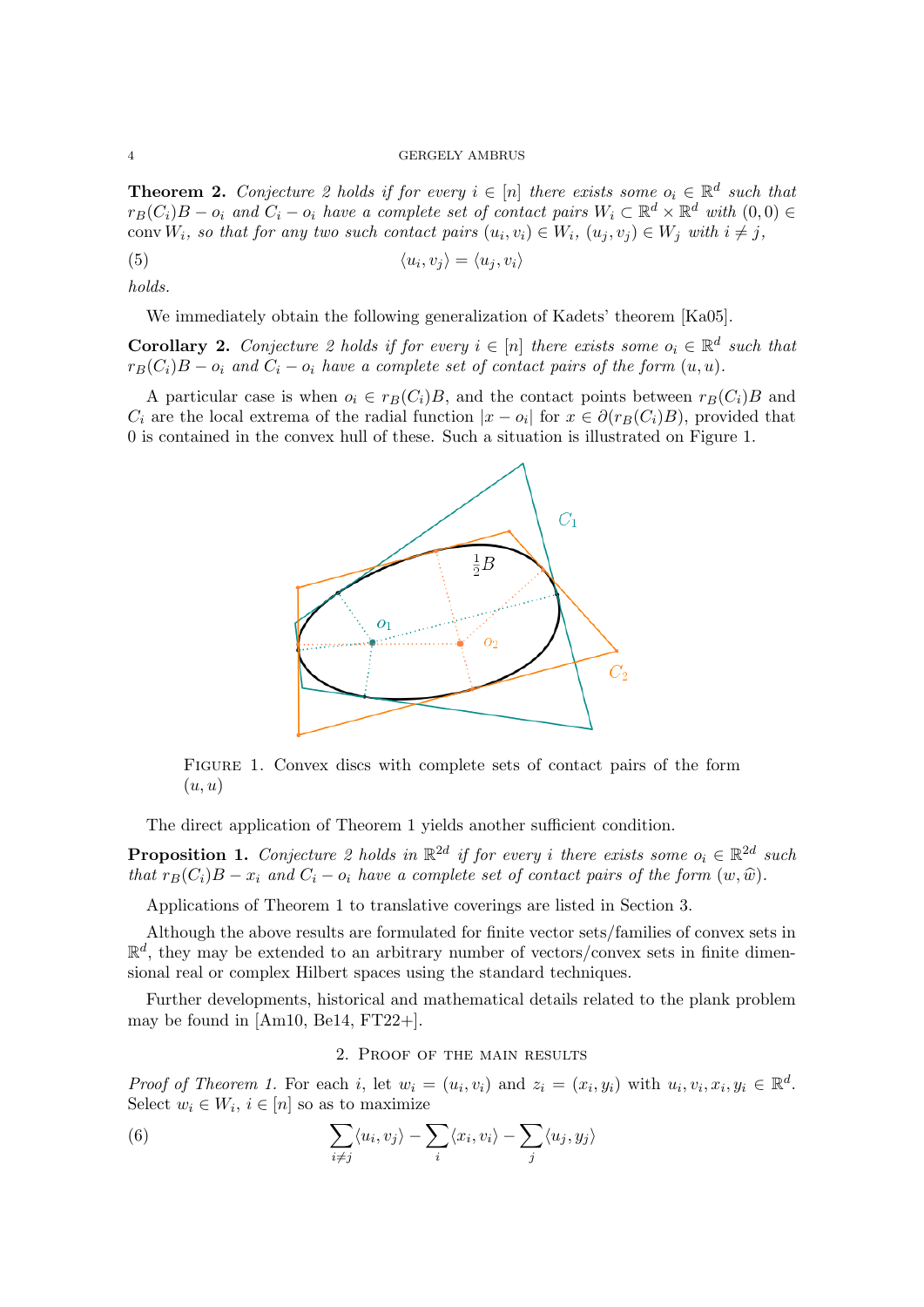**Theorem 2.** *Conjecture 2 holds if for every $i \in [n]$ there exists some $o_i \in \mathbb{R}^d$ such that $r_B(C_i)B - o_i$ and $C_i - o_i$ have a complete set of contact pairs $W_i \subset \mathbb{R}^d \times \mathbb{R}^d$ with $(0,0) \in \operatorname{conv} W_i$, so that for any two such contact pairs $(u_i, v_i) \in W_i$, $(u_j, v_j) \in W_j$ with $i \neq j$,*

$$\langle u_i, v_j \rangle = \langle u_j, v_i \rangle \tag{5}$$

*holds.*

We immediately obtain the following generalization of Kadets' theorem [Ka05].

**Corollary 2.** *Conjecture 2 holds if for every $i \in [n]$ there exists some $o_i \in \mathbb{R}^d$ such that $r_B(C_i)B - o_i$ and $C_i - o_i$ have a complete set of contact pairs of the form $(u, u)$.*

A particular case is when $o_i \in r_B(C_i)B$, and the contact points between $r_B(C_i)B$ and $C_i$ are the local extrema of the radial function $|x - o_i|$ for $x \in \partial(r_B(C_i)B)$, provided that 0 is contained in the convex hull of these. Such a situation is illustrated on Figure 1.

Figure 1. Convex discs with complete sets of contact pairs of the form $(u, u)$

The direct application of Theorem 1 yields another sufficient condition.

**Proposition 1.** *Conjecture 2 holds in $\mathbb{R}^{2d}$ if for every $i$ there exists some $o_i \in \mathbb{R}^{2d}$ such that $r_B(C_i)B - x_i$ and $C_i - o_i$ have a complete set of contact pairs of the form $(w, \widehat{w})$.*

Applications of Theorem 1 to translative coverings are listed in Section 3.

Although the above results are formulated for finite vector sets/families of convex sets in $\mathbb{R}^d$, they may be extended to an arbitrary number of vectors/convex sets in finite dimensional real or complex Hilbert spaces using the standard techniques.

Further developments, historical and mathematical details related to the plank problem may be found in [Am10, Be14, FT22+].

## 2. Proof of the main results

*Proof of Theorem 1.* For each $i$, let $w_i = (u_i, v_i)$ and $z_i = (x_i, y_i)$ with $u_i, v_i, x_i, y_i \in \mathbb{R}^d$. Select $w_i \in W_i$, $i \in [n]$ so as to maximize

$$\sum_{i \neq j} \langle u_i, v_j \rangle - \sum_i \langle x_i, v_i \rangle - \sum_j \langle u_j, y_j \rangle \tag{6}$$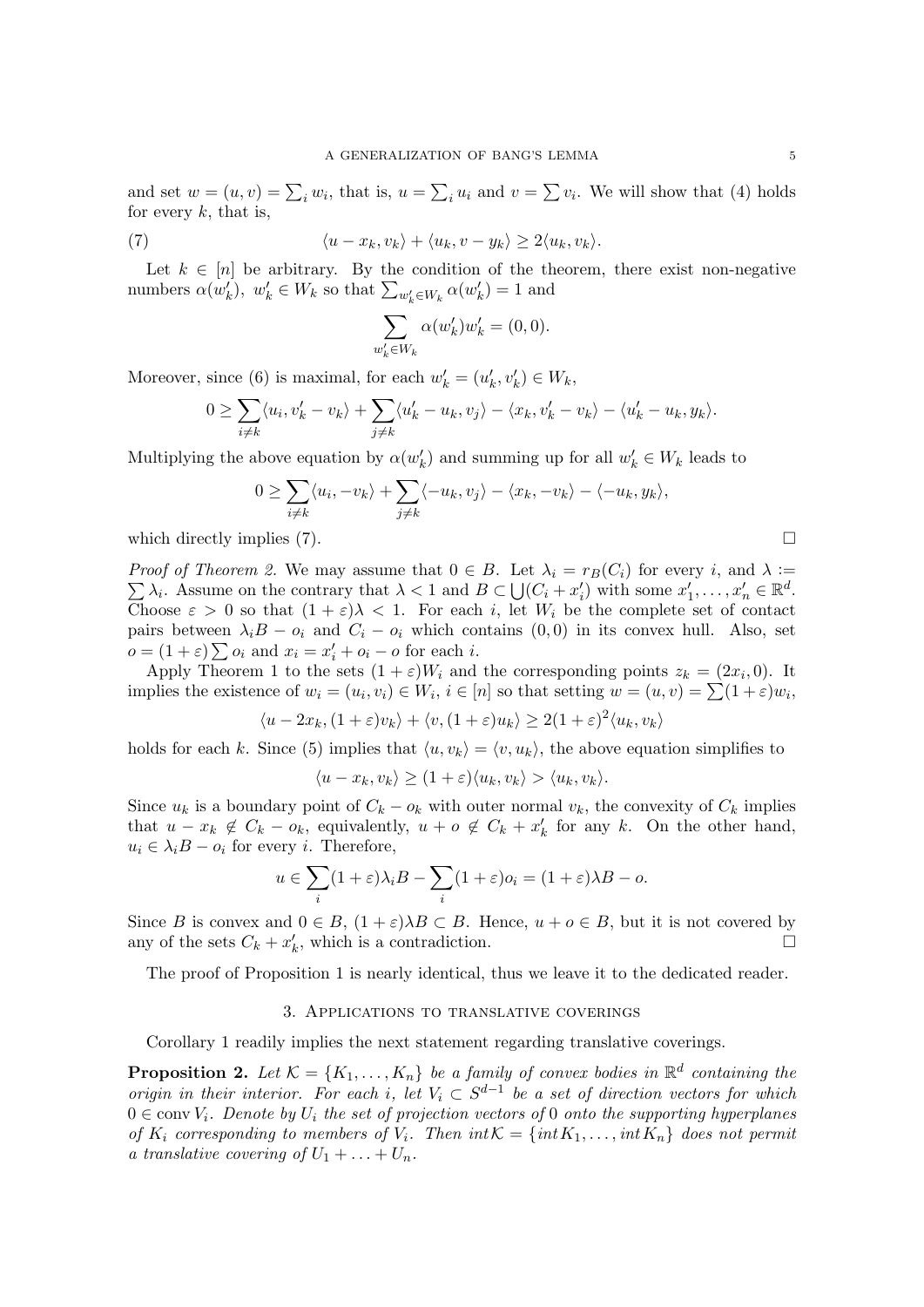and set $w = (u,v) = \sum_i w_i$, that is, $u = \sum_i u_i$ and $v = \sum v_i$. We will show that (4) holds for every $k$, that is,

$$\langle u - x_k, v_k\rangle + \langle u_k, v - y_k\rangle \geq 2\langle u_k, v_k\rangle. \tag{7}$$

Let $k \in [n]$ be arbitrary. By the condition of the theorem, there exist non-negative numbers $\alpha(w'_k)$, $w'_k \in W_k$ so that $\sum_{w'_k \in W_k} \alpha(w'_k) = 1$ and

$$\sum_{w'_k \in W_k} \alpha(w'_k) w'_k = (0,0).$$

Moreover, since (6) is maximal, for each $w'_k = (u'_k, v'_k) \in W_k$,

$$0 \geq \sum_{i \neq k} \langle u_i, v'_k - v_k\rangle + \sum_{j \neq k} \langle u'_k - u_k, v_j\rangle - \langle x_k, v'_k - v_k\rangle - \langle u'_k - u_k, y_k\rangle.$$

Multiplying the above equation by $\alpha(w'_k)$ and summing up for all $w'_k \in W_k$ leads to

$$0 \geq \sum_{i \neq k} \langle u_i, -v_k\rangle + \sum_{j \neq k} \langle -u_k, v_j\rangle - \langle x_k, -v_k\rangle - \langle -u_k, y_k\rangle,$$

which directly implies (7). $\square$

*Proof of Theorem 2.* We may assume that $0 \in B$. Let $\lambda_i = r_B(C_i)$ for every $i$, and $\lambda := \sum \lambda_i$. Assume on the contrary that $\lambda < 1$ and $B \subset \bigcup (C_i + x'_i)$ with some $x'_1, \ldots, x'_n \in \mathbb{R}^d$. Choose $\varepsilon > 0$ so that $(1+\varepsilon)\lambda < 1$. For each $i$, let $W_i$ be the complete set of contact pairs between $\lambda_i B - o_i$ and $C_i - o_i$ which contains $(0,0)$ in its convex hull. Also, set $o = (1+\varepsilon)\sum o_i$ and $x_i = x'_i + o_i - o$ for each $i$.

Apply Theorem 1 to the sets $(1+\varepsilon)W_i$ and the corresponding points $z_k = (2x_i, 0)$. It implies the existence of $w_i = (u_i, v_i) \in W_i$, $i \in [n]$ so that setting $w = (u,v) = \sum (1+\varepsilon) w_i$,

$$\langle u - 2x_k, (1+\varepsilon)v_k\rangle + \langle v, (1+\varepsilon)u_k\rangle \geq 2(1+\varepsilon)^2 \langle u_k, v_k\rangle$$

holds for each $k$. Since (5) implies that $\langle u, v_k\rangle = \langle v, u_k\rangle$, the above equation simplifies to

$$\langle u - x_k, v_k\rangle \geq (1+\varepsilon)\langle u_k, v_k\rangle > \langle u_k, v_k\rangle.$$

Since $u_k$ is a boundary point of $C_k - o_k$ with outer normal $v_k$, the convexity of $C_k$ implies that $u - x_k \notin C_k - o_k$, equivalently, $u + o \notin C_k + x'_k$ for any $k$. On the other hand, $u_i \in \lambda_i B - o_i$ for every $i$. Therefore,

$$u \in \sum_i (1+\varepsilon)\lambda_i B - \sum_i (1+\varepsilon) o_i = (1+\varepsilon)\lambda B - o.$$

Since $B$ is convex and $0 \in B$, $(1+\varepsilon)\lambda B \subset B$. Hence, $u + o \in B$, but it is not covered by any of the sets $C_k + x'_k$, which is a contradiction. $\square$

The proof of Proposition 1 is nearly identical, thus we leave it to the dedicated reader.

## 3. Applications to translative coverings

Corollary 1 readily implies the next statement regarding translative coverings.

**Proposition 2.** *Let $\mathcal{K} = \{K_1, \ldots, K_n\}$ be a family of convex bodies in $\mathbb{R}^d$ containing the origin in their interior. For each $i$, let $V_i \subset S^{d-1}$ be a set of direction vectors for which $0 \in \operatorname{conv} V_i$. Denote by $U_i$ the set of projection vectors of $0$ onto the supporting hyperplanes of $K_i$ corresponding to members of $V_i$. Then $int\mathcal{K} = \{int K_1, \ldots, int K_n\}$ does not permit a translative covering of $U_1 + \ldots + U_n$.*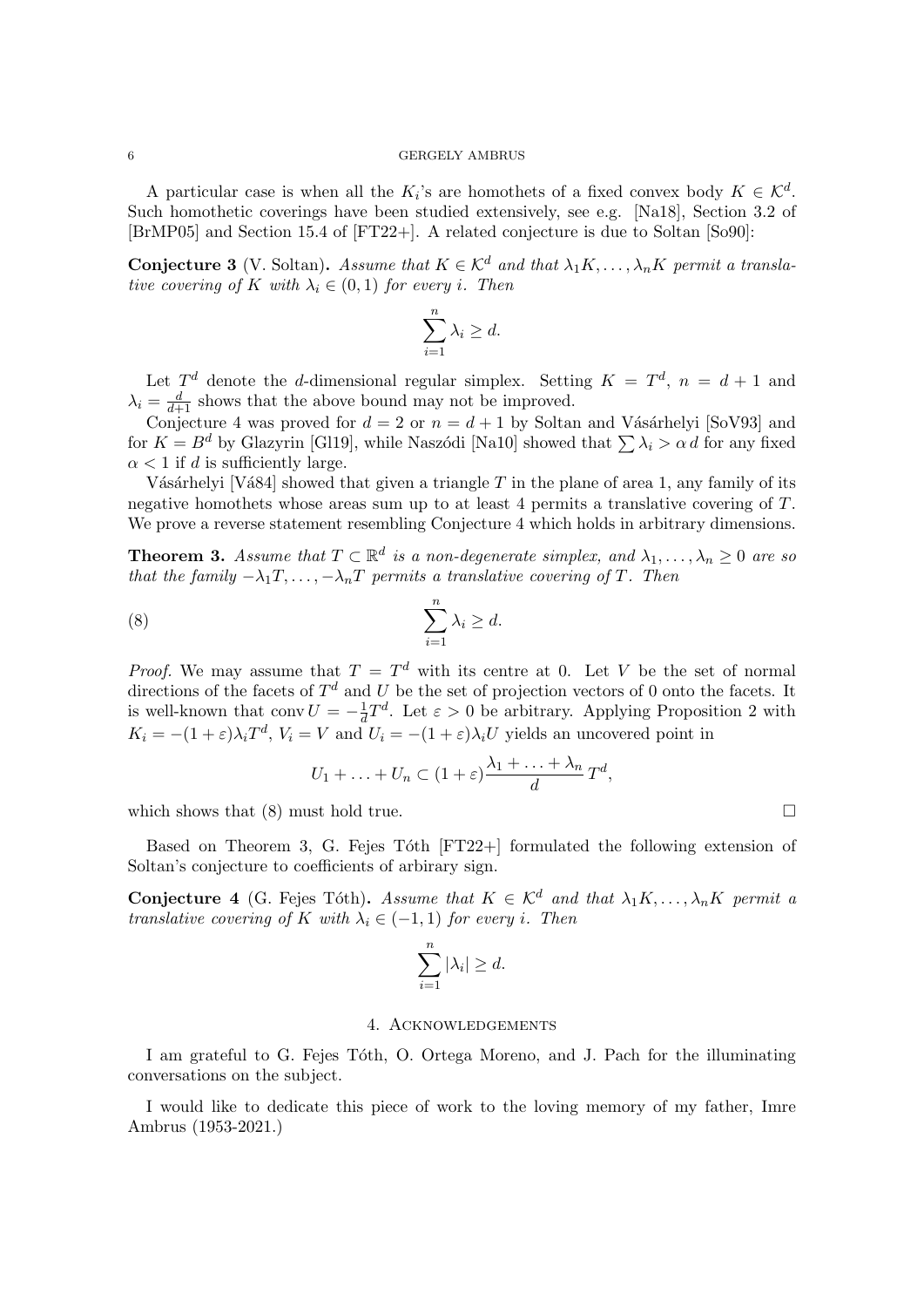A particular case is when all the $K_i$'s are homothets of a fixed convex body $K \in \mathcal{K}^d$. Such homothetic coverings have been studied extensively, see e.g. [Na18], Section 3.2 of [BrMP05] and Section 15.4 of [FT22+]. A related conjecture is due to Soltan [So90]:

**Conjecture 3** (V. Soltan). *Assume that $K \in \mathcal{K}^d$ and that $\lambda_1 K, \ldots, \lambda_n K$ permit a translative covering of $K$ with $\lambda_i \in (0,1)$ for every $i$. Then*

$$\sum_{i=1}^n \lambda_i \geq d.$$

Let $T^d$ denote the $d$-dimensional regular simplex. Setting $K = T^d$, $n = d+1$ and $\lambda_i = \frac{d}{d+1}$ shows that the above bound may not be improved.

Conjecture 4 was proved for $d = 2$ or $n = d+1$ by Soltan and Vásárhelyi [SoV93] and for $K = B^d$ by Glazyrin [Gl19], while Naszódi [Na10] showed that $\sum \lambda_i > \alpha\, d$ for any fixed $\alpha < 1$ if $d$ is sufficiently large.

Vásárhelyi [Vá84] showed that given a triangle $T$ in the plane of area 1, any family of its negative homothets whose areas sum up to at least 4 permits a translative covering of $T$. We prove a reverse statement resembling Conjecture 4 which holds in arbitrary dimensions.

**Theorem 3.** *Assume that $T \subset \mathbb{R}^d$ is a non-degenerate simplex, and $\lambda_1, \ldots, \lambda_n \geq 0$ are so that the family $-\lambda_1 T, \ldots, -\lambda_n T$ permits a translative covering of $T$. Then*

$$\sum_{i=1}^n \lambda_i \geq d. \tag{8}$$

*Proof.* We may assume that $T = T^d$ with its centre at 0. Let $V$ be the set of normal directions of the facets of $T^d$ and $U$ be the set of projection vectors of 0 onto the facets. It is well-known that $\operatorname{conv} U = -\frac{1}{d} T^d$. Let $\varepsilon > 0$ be arbitrary. Applying Proposition 2 with $K_i = -(1+\varepsilon)\lambda_i T^d$, $V_i = V$ and $U_i = -(1+\varepsilon)\lambda_i U$ yields an uncovered point in

$$U_1 + \ldots + U_n \subset (1+\varepsilon)\frac{\lambda_1 + \ldots + \lambda_n}{d}\, T^d,$$

which shows that (8) must hold true. □

Based on Theorem 3, G. Fejes Tóth [FT22+] formulated the following extension of Soltan's conjecture to coefficients of arbirary sign.

**Conjecture 4** (G. Fejes Tóth). *Assume that $K \in \mathcal{K}^d$ and that $\lambda_1 K, \ldots, \lambda_n K$ permit a translative covering of $K$ with $\lambda_i \in (-1,1)$ for every $i$. Then*

$$\sum_{i=1}^n |\lambda_i| \geq d.$$

## 4. Acknowledgements

I am grateful to G. Fejes Tóth, O. Ortega Moreno, and J. Pach for the illuminating conversations on the subject.

I would like to dedicate this piece of work to the loving memory of my father, Imre Ambrus (1953-2021.)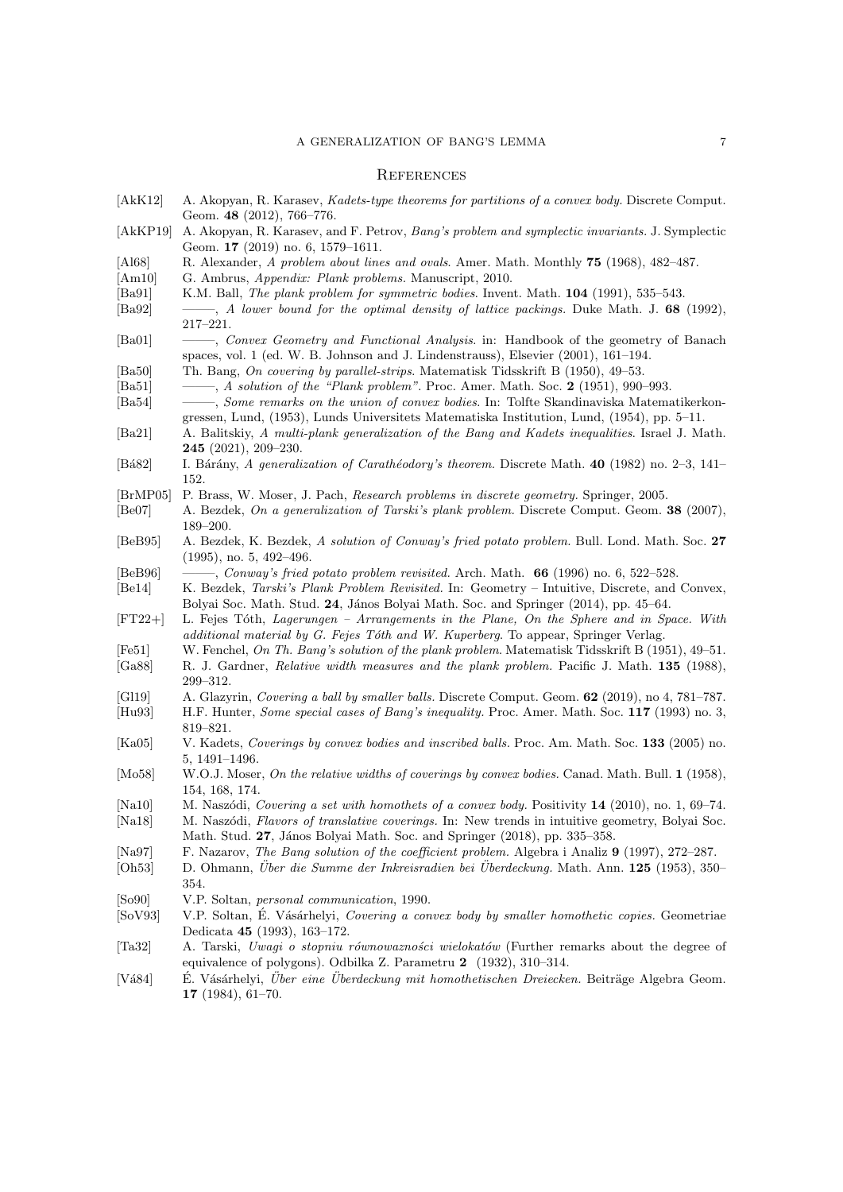# References

[AkK12] A. Akopyan, R. Karasev, *Kadets-type theorems for partitions of a convex body.* Discrete Comput. Geom. **48** (2012), 766–776.

[AkKP19] A. Akopyan, R. Karasev, and F. Petrov, *Bang's problem and symplectic invariants.* J. Symplectic Geom. **17** (2019) no. 6, 1579–1611.

[Al68] R. Alexander, *A problem about lines and ovals*. Amer. Math. Monthly **75** (1968), 482–487.

[Am10] G. Ambrus, *Appendix: Plank problems.* Manuscript, 2010.

[Ba91] K.M. Ball, *The plank problem for symmetric bodies*. Invent. Math. **104** (1991), 535–543.

[Ba92] ———, *A lower bound for the optimal density of lattice packings.* Duke Math. J. **68** (1992), 217–221.

[Ba01] ———, *Convex Geometry and Functional Analysis*. in: Handbook of the geometry of Banach spaces, vol. 1 (ed. W. B. Johnson and J. Lindenstrauss), Elsevier (2001), 161–194.

[Ba50] Th. Bang, *On covering by parallel-strips.* Matematisk Tidsskrift B (1950), 49–53.

[Ba51] ———, *A solution of the "Plank problem"*. Proc. Amer. Math. Soc. **2** (1951), 990–993.

[Ba54] ———, *Some remarks on the union of convex bodies.* In: Tolfte Skandinaviska Matematikerkongressen, Lund, (1953), Lunds Universitets Matematiska Institution, Lund, (1954), pp. 5–11.

[Ba21] A. Balitskiy, *A multi-plank generalization of the Bang and Kadets inequalities*. Israel J. Math. **245** (2021), 209–230.

[Bá82] I. Bárány, *A generalization of Carathéodory's theorem.* Discrete Math. **40** (1982) no. 2–3, 141–152.

[BrMP05] P. Brass, W. Moser, J. Pach, *Research problems in discrete geometry*. Springer, 2005.

[Be07] A. Bezdek, *On a generalization of Tarski's plank problem.* Discrete Comput. Geom. **38** (2007), 189–200.

[BeB95] A. Bezdek, K. Bezdek, *A solution of Conway's fried potato problem.* Bull. Lond. Math. Soc. **27** (1995), no. 5, 492–496.

[BeB96] ———, *Conway's fried potato problem revisited.* Arch. Math. **66** (1996) no. 6, 522–528.

[Be14] K. Bezdek, *Tarski's Plank Problem Revisited.* In: Geometry – Intuitive, Discrete, and Convex, Bolyai Soc. Math. Stud. **24**, János Bolyai Math. Soc. and Springer (2014), pp. 45–64.

[FT22+] L. Fejes Tóth, *Lagerungen – Arrangements in the Plane, On the Sphere and in Space. With additional material by G. Fejes Tóth and W. Kuperberg*. To appear, Springer Verlag.

[Fe51] W. Fenchel, *On Th. Bang's solution of the plank problem.* Matematisk Tidsskrift B (1951), 49–51.

[Ga88] R. J. Gardner, *Relative width measures and the plank problem.* Pacific J. Math. **135** (1988), 299–312.

[Gl19] A. Glazyrin, *Covering a ball by smaller balls.* Discrete Comput. Geom. **62** (2019), no 4, 781–787.

[Hu93] H.F. Hunter, *Some special cases of Bang's inequality.* Proc. Amer. Math. Soc. **117** (1993) no. 3, 819–821.

[Ka05] V. Kadets, *Coverings by convex bodies and inscribed balls.* Proc. Am. Math. Soc. **133** (2005) no. 5, 1491–1496.

[Mo58] W.O.J. Moser, *On the relative widths of coverings by convex bodies.* Canad. Math. Bull. **1** (1958), 154, 168, 174.

[Na10] M. Naszódi, *Covering a set with homothets of a convex body.* Positivity **14** (2010), no. 1, 69–74.

[Na18] M. Naszódi, *Flavors of translative coverings.* In: New trends in intuitive geometry, Bolyai Soc. Math. Stud. **27**, János Bolyai Math. Soc. and Springer (2018), pp. 335–358.

[Na97] F. Nazarov, *The Bang solution of the coefficient problem.* Algebra i Analiz **9** (1997), 272–287.

[Oh53] D. Ohmann, *Über die Summe der Inkreisradien bei Überdeckung.* Math. Ann. **125** (1953), 350–354.

[So90] V.P. Soltan, *personal communication*, 1990.

[SoV93] V.P. Soltan, É. Vásárhelyi, *Covering a convex body by smaller homothetic copies.* Geometriae Dedicata **45** (1993), 163–172.

[Ta32] A. Tarski, *Uwagi o stopniu równowazności wielokatów* (Further remarks about the degree of equivalence of polygons). Odbilka Z. Parametru **2** (1932), 310–314.

[Vá84] É. Vásárhelyi, *Über eine Überdeckung mit homothetischen Dreiecken.* Beiträge Algebra Geom. **17** (1984), 61–70.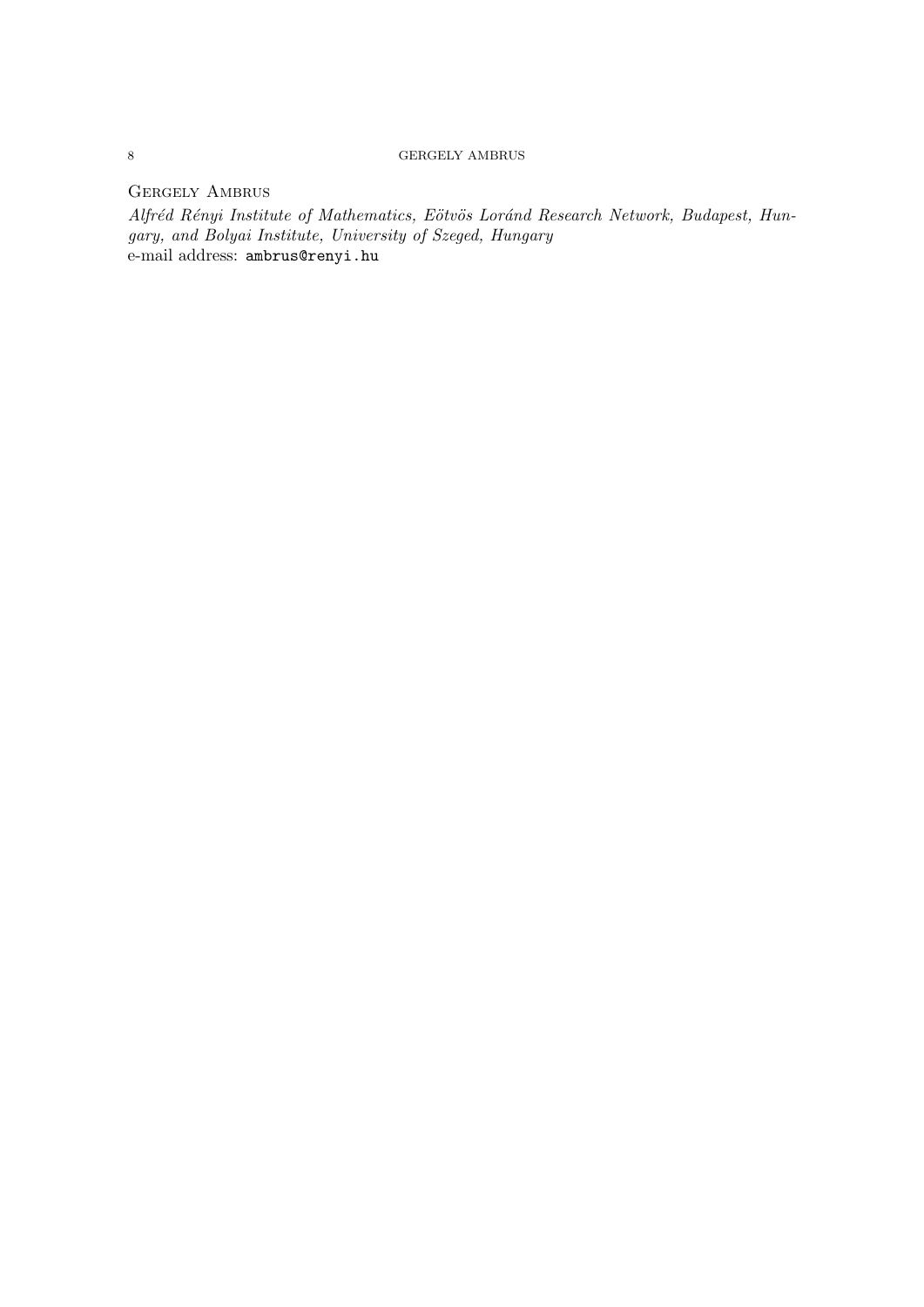Gergely Ambrus

*Alfréd Rényi Institute of Mathematics, Eötvös Loránd Research Network, Budapest, Hungary, and Bolyai Institute, University of Szeged, Hungary*
e-mail address: `ambrus@renyi.hu`